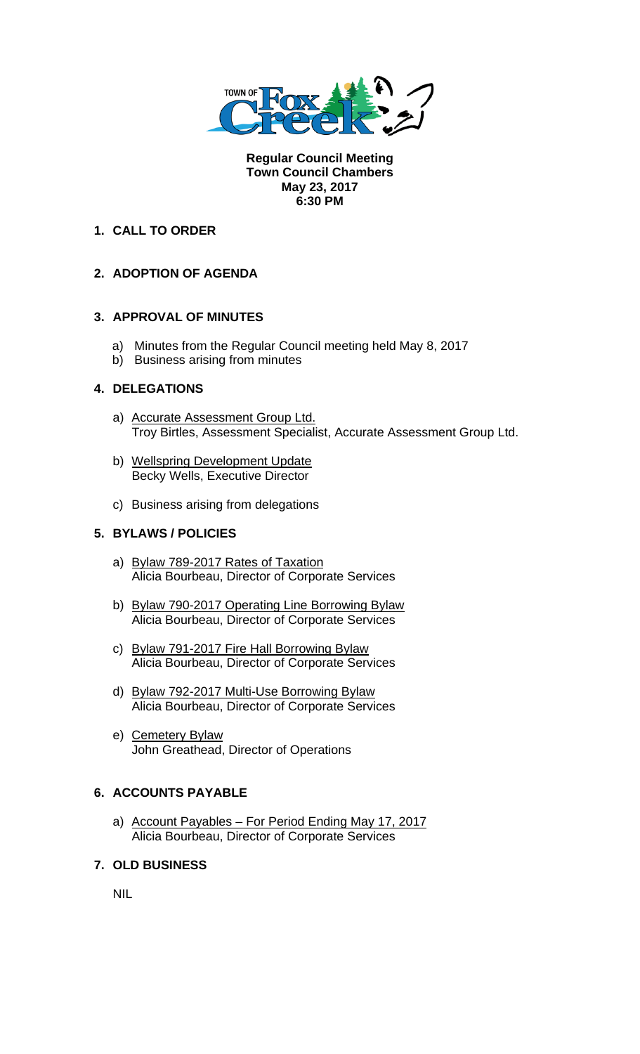**Regular Council Meeting**
**Town Council Chambers**
**May 23, 2017**
**6:30 PM**

## 1. CALL TO ORDER

## 2. ADOPTION OF AGENDA

## 3. APPROVAL OF MINUTES

a) Minutes from the Regular Council meeting held May 8, 2017
b) Business arising from minutes

## 4. DELEGATIONS

a) Accurate Assessment Group Ltd.
Troy Birtles, Assessment Specialist, Accurate Assessment Group Ltd.

b) Wellspring Development Update
Becky Wells, Executive Director

c) Business arising from delegations

## 5. BYLAWS / POLICIES

a) Bylaw 789-2017 Rates of Taxation
Alicia Bourbeau, Director of Corporate Services

b) Bylaw 790-2017 Operating Line Borrowing Bylaw
Alicia Bourbeau, Director of Corporate Services

c) Bylaw 791-2017 Fire Hall Borrowing Bylaw
Alicia Bourbeau, Director of Corporate Services

d) Bylaw 792-2017 Multi-Use Borrowing Bylaw
Alicia Bourbeau, Director of Corporate Services

e) Cemetery Bylaw
John Greathead, Director of Operations

## 6. ACCOUNTS PAYABLE

a) Account Payables – For Period Ending May 17, 2017
Alicia Bourbeau, Director of Corporate Services

## 7. OLD BUSINESS

NIL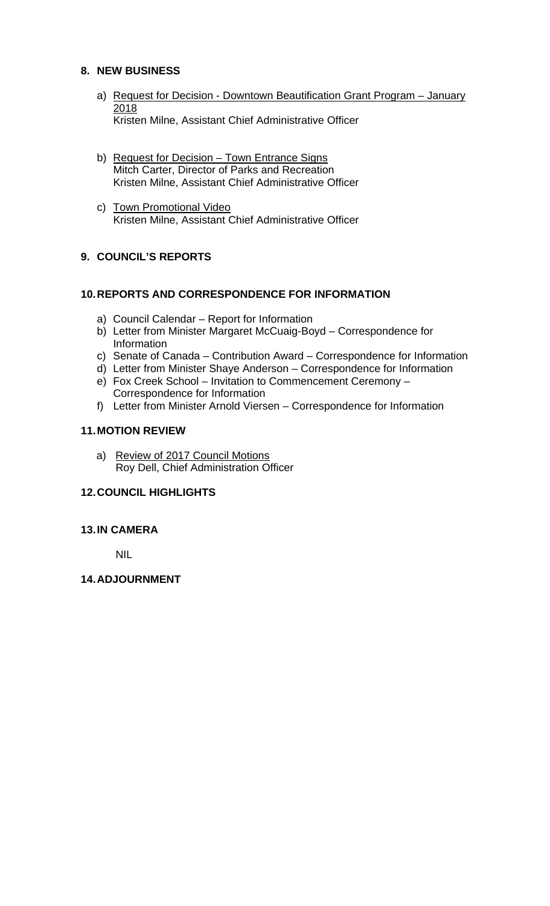## 8. NEW BUSINESS

a) Request for Decision - Downtown Beautification Grant Program – January 2018
   Kristen Milne, Assistant Chief Administrative Officer

b) Request for Decision – Town Entrance Signs
   Mitch Carter, Director of Parks and Recreation
   Kristen Milne, Assistant Chief Administrative Officer

c) Town Promotional Video
   Kristen Milne, Assistant Chief Administrative Officer

## 9. COUNCIL'S REPORTS

## 10. REPORTS AND CORRESPONDENCE FOR INFORMATION

a) Council Calendar – Report for Information
b) Letter from Minister Margaret McCuaig-Boyd – Correspondence for Information
c) Senate of Canada – Contribution Award – Correspondence for Information
d) Letter from Minister Shaye Anderson – Correspondence for Information
e) Fox Creek School – Invitation to Commencement Ceremony – Correspondence for Information
f) Letter from Minister Arnold Viersen – Correspondence for Information

## 11. MOTION REVIEW

a) Review of 2017 Council Motions
   Roy Dell, Chief Administration Officer

## 12. COUNCIL HIGHLIGHTS

## 13. IN CAMERA

NIL

## 14. ADJOURNMENT